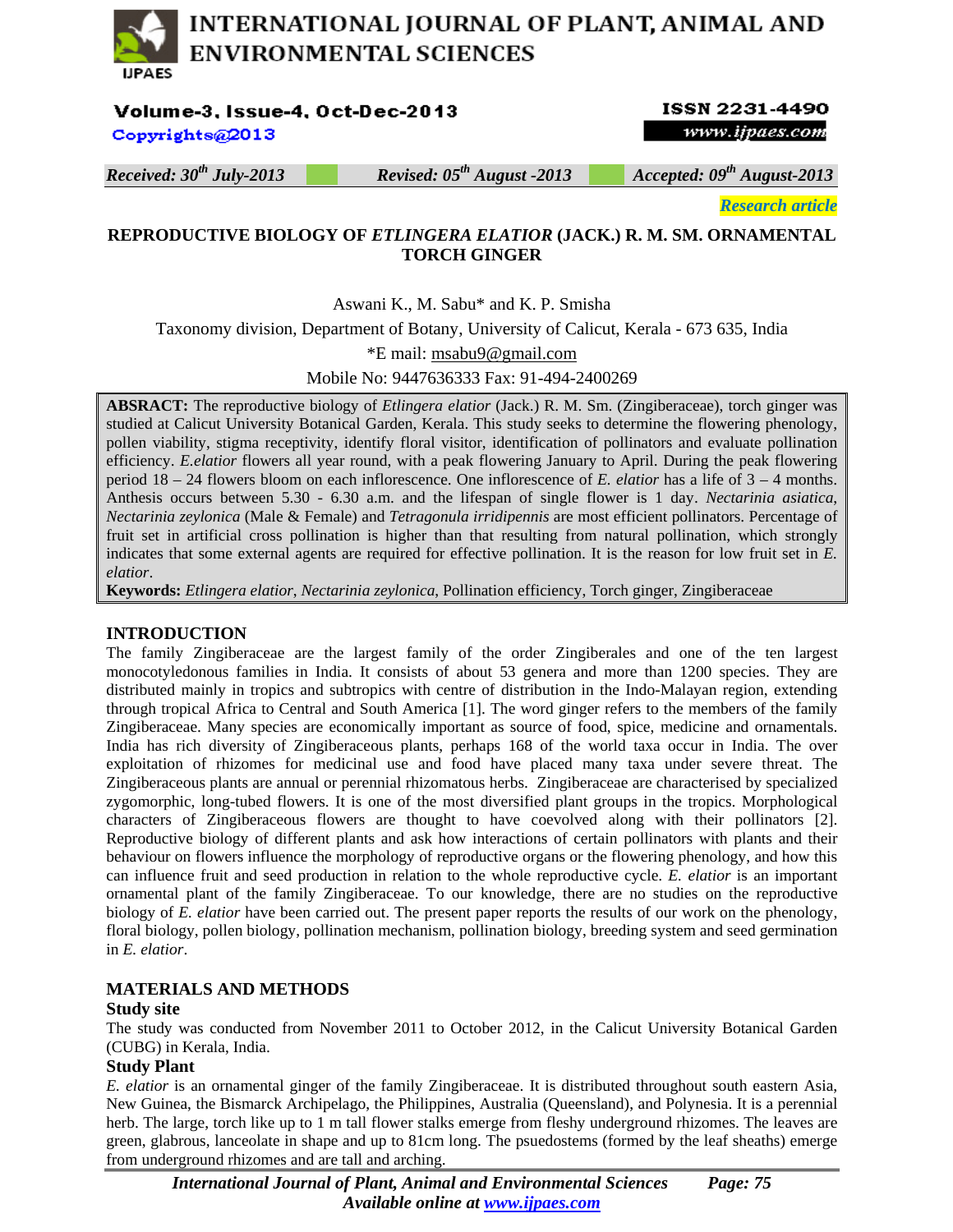# INTERNATIONAL JOURNAL OF PLANT, ANIMAL AND ENVIRONMENTAL SCIENCES

**Volume-3, Issue-4, Oct-Dec-2013**
**Copyrights@2013**

**ISSN 2231-4490**
**www.ijpaes.com**

*Received: 30th July-2013* | *Revised: 05th August -2013* | *Accepted: 09th August-2013*

***Research article***

## REPRODUCTIVE BIOLOGY OF *ETLINGERA ELATIOR* (JACK.) R. M. SM. ORNAMENTAL TORCH GINGER

Aswani K., M. Sabu* and K. P. Smisha

Taxonomy division, Department of Botany, University of Calicut, Kerala - 673 635, India

*E mail: msabu9@gmail.com

Mobile No: 9447636333 Fax: 91-494-2400269

**ABSRACT:** The reproductive biology of *Etlingera elatior* (Jack.) R. M. Sm. (Zingiberaceae), torch ginger was studied at Calicut University Botanical Garden, Kerala. This study seeks to determine the flowering phenology, pollen viability, stigma receptivity, identify floral visitor, identification of pollinators and evaluate pollination efficiency. *E.elatior* flowers all year round, with a peak flowering January to April. During the peak flowering period 18 – 24 flowers bloom on each inflorescence. One inflorescence of *E. elatior* has a life of 3 – 4 months. Anthesis occurs between 5.30 - 6.30 a.m. and the lifespan of single flower is 1 day. *Nectarinia asiatica, Nectarinia zeylonica* (Male & Female) and *Tetragonula irridipennis* are most efficient pollinators. Percentage of fruit set in artificial cross pollination is higher than that resulting from natural pollination, which strongly indicates that some external agents are required for effective pollination. It is the reason for low fruit set in *E. elatior*.

**Keywords:** *Etlingera elatior, Nectarinia zeylonica,* Pollination efficiency, Torch ginger, Zingiberaceae

## INTRODUCTION

The family Zingiberaceae are the largest family of the order Zingiberales and one of the ten largest monocotyledonous families in India. It consists of about 53 genera and more than 1200 species. They are distributed mainly in tropics and subtropics with centre of distribution in the Indo-Malayan region, extending through tropical Africa to Central and South America [1]. The word ginger refers to the members of the family Zingiberaceae. Many species are economically important as source of food, spice, medicine and ornamentals. India has rich diversity of Zingiberaceous plants, perhaps 168 of the world taxa occur in India. The over exploitation of rhizomes for medicinal use and food have placed many taxa under severe threat. The Zingiberaceous plants are annual or perennial rhizomatous herbs. Zingiberaceae are characterised by specialized zygomorphic, long-tubed flowers. It is one of the most diversified plant groups in the tropics. Morphological characters of Zingiberaceous flowers are thought to have coevolved along with their pollinators [2]. Reproductive biology of different plants and ask how interactions of certain pollinators with plants and their behaviour on flowers influence the morphology of reproductive organs or the flowering phenology, and how this can influence fruit and seed production in relation to the whole reproductive cycle. *E. elatior* is an important ornamental plant of the family Zingiberaceae. To our knowledge, there are no studies on the reproductive biology of *E. elatior* have been carried out. The present paper reports the results of our work on the phenology, floral biology, pollen biology, pollination mechanism, pollination biology, breeding system and seed germination in *E. elatior*.

## MATERIALS AND METHODS

### Study site

The study was conducted from November 2011 to October 2012, in the Calicut University Botanical Garden (CUBG) in Kerala, India.

### Study Plant

*E. elatior* is an ornamental ginger of the family Zingiberaceae. It is distributed throughout south eastern Asia, New Guinea, the Bismarck Archipelago, the Philippines, Australia (Queensland), and Polynesia. It is a perennial herb. The large, torch like up to 1 m tall flower stalks emerge from fleshy underground rhizomes. The leaves are green, glabrous, lanceolate in shape and up to 81cm long. The psuedostems (formed by the leaf sheaths) emerge from underground rhizomes and are tall and arching.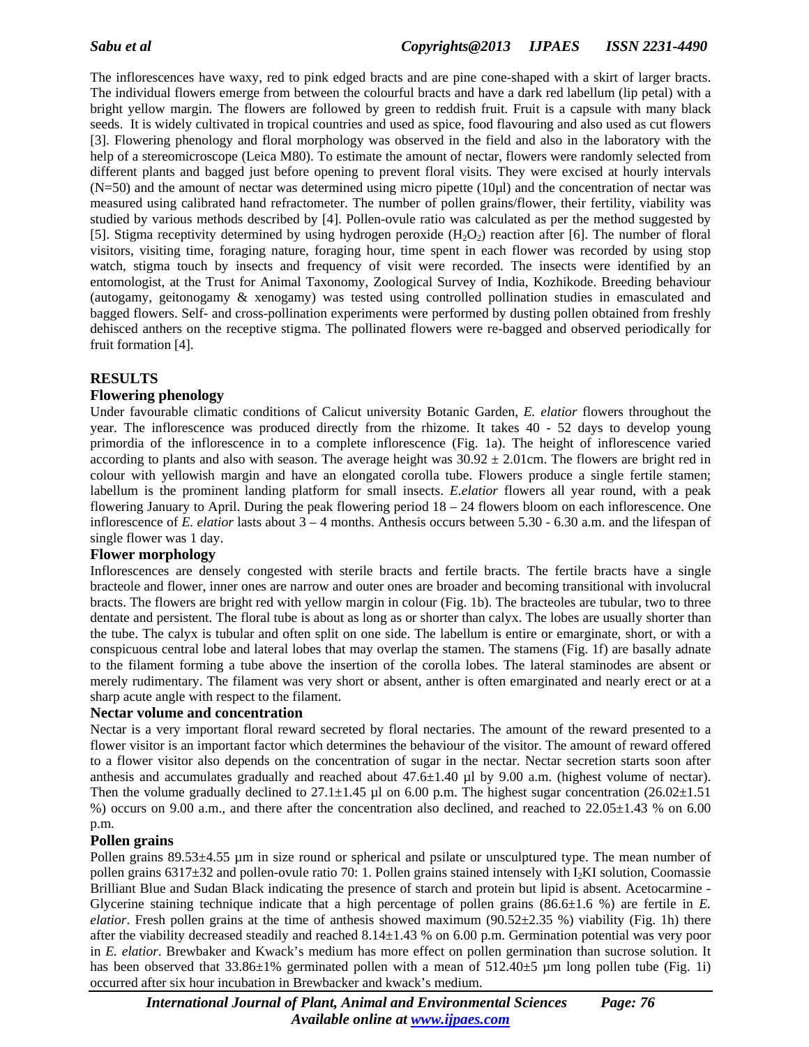The inflorescences have waxy, red to pink edged bracts and are pine cone-shaped with a skirt of larger bracts. The individual flowers emerge from between the colourful bracts and have a dark red labellum (lip petal) with a bright yellow margin. The flowers are followed by green to reddish fruit. Fruit is a capsule with many black seeds. It is widely cultivated in tropical countries and used as spice, food flavouring and also used as cut flowers [3]. Flowering phenology and floral morphology was observed in the field and also in the laboratory with the help of a stereomicroscope (Leica M80). To estimate the amount of nectar, flowers were randomly selected from different plants and bagged just before opening to prevent floral visits. They were excised at hourly intervals (N=50) and the amount of nectar was determined using micro pipette (10µl) and the concentration of nectar was measured using calibrated hand refractometer. The number of pollen grains/flower, their fertility, viability was studied by various methods described by [4]. Pollen-ovule ratio was calculated as per the method suggested by [5]. Stigma receptivity determined by using hydrogen peroxide ($H_2O_2$) reaction after [6]. The number of floral visitors, visiting time, foraging nature, foraging hour, time spent in each flower was recorded by using stop watch, stigma touch by insects and frequency of visit were recorded. The insects were identified by an entomologist, at the Trust for Animal Taxonomy, Zoological Survey of India, Kozhikode. Breeding behaviour (autogamy, geitonogamy & xenogamy) was tested using controlled pollination studies in emasculated and bagged flowers. Self- and cross-pollination experiments were performed by dusting pollen obtained from freshly dehisced anthers on the receptive stigma. The pollinated flowers were re-bagged and observed periodically for fruit formation [4].

## RESULTS

### Flowering phenology

Under favourable climatic conditions of Calicut university Botanic Garden, *E. elatior* flowers throughout the year. The inflorescence was produced directly from the rhizome. It takes 40 - 52 days to develop young primordia of the inflorescence in to a complete inflorescence (Fig. 1a). The height of inflorescence varied according to plants and also with season. The average height was $30.92 \pm 2.01$cm. The flowers are bright red in colour with yellowish margin and have an elongated corolla tube. Flowers produce a single fertile stamen; labellum is the prominent landing platform for small insects. *E.elatior* flowers all year round, with a peak flowering January to April. During the peak flowering period 18 – 24 flowers bloom on each inflorescence. One inflorescence of *E. elatior* lasts about 3 – 4 months. Anthesis occurs between 5.30 - 6.30 a.m. and the lifespan of single flower was 1 day.

### Flower morphology

Inflorescences are densely congested with sterile bracts and fertile bracts. The fertile bracts have a single bracteole and flower, inner ones are narrow and outer ones are broader and becoming transitional with involucral bracts. The flowers are bright red with yellow margin in colour (Fig. 1b). The bracteoles are tubular, two to three dentate and persistent. The floral tube is about as long as or shorter than calyx. The lobes are usually shorter than the tube. The calyx is tubular and often split on one side. The labellum is entire or emarginate, short, or with a conspicuous central lobe and lateral lobes that may overlap the stamen. The stamens (Fig. 1f) are basally adnate to the filament forming a tube above the insertion of the corolla lobes. The lateral staminodes are absent or merely rudimentary. The filament was very short or absent, anther is often emarginated and nearly erect or at a sharp acute angle with respect to the filament.

### Nectar volume and concentration

Nectar is a very important floral reward secreted by floral nectaries. The amount of the reward presented to a flower visitor is an important factor which determines the behaviour of the visitor. The amount of reward offered to a flower visitor also depends on the concentration of sugar in the nectar. Nectar secretion starts soon after anthesis and accumulates gradually and reached about $47.6 \pm 1.40$ µl by 9.00 a.m. (highest volume of nectar). Then the volume gradually declined to $27.1 \pm 1.45$ µl on 6.00 p.m. The highest sugar concentration ($26.02 \pm 1.51$ %) occurs on 9.00 a.m., and there after the concentration also declined, and reached to $22.05 \pm 1.43$ % on 6.00 p.m.

### Pollen grains

Pollen grains $89.53 \pm 4.55$ µm in size round or spherical and psilate or unsculptured type. The mean number of pollen grains $6317 \pm 32$ and pollen-ovule ratio 70: 1. Pollen grains stained intensely with $I_2KI$ solution, Coomassie Brilliant Blue and Sudan Black indicating the presence of starch and protein but lipid is absent. Acetocarmine - Glycerine staining technique indicate that a high percentage of pollen grains ($86.6 \pm 1.6$ %) are fertile in *E. elatior*. Fresh pollen grains at the time of anthesis showed maximum ($90.52 \pm 2.35$ %) viability (Fig. 1h) there after the viability decreased steadily and reached $8.14 \pm 1.43$ % on 6.00 p.m. Germination potential was very poor in *E. elatior*. Brewbaker and Kwack's medium has more effect on pollen germination than sucrose solution. It has been observed that $33.86 \pm 1$% germinated pollen with a mean of $512.40 \pm 5$ µm long pollen tube (Fig. 1i) occurred after six hour incubation in Brewbacker and kwack's medium.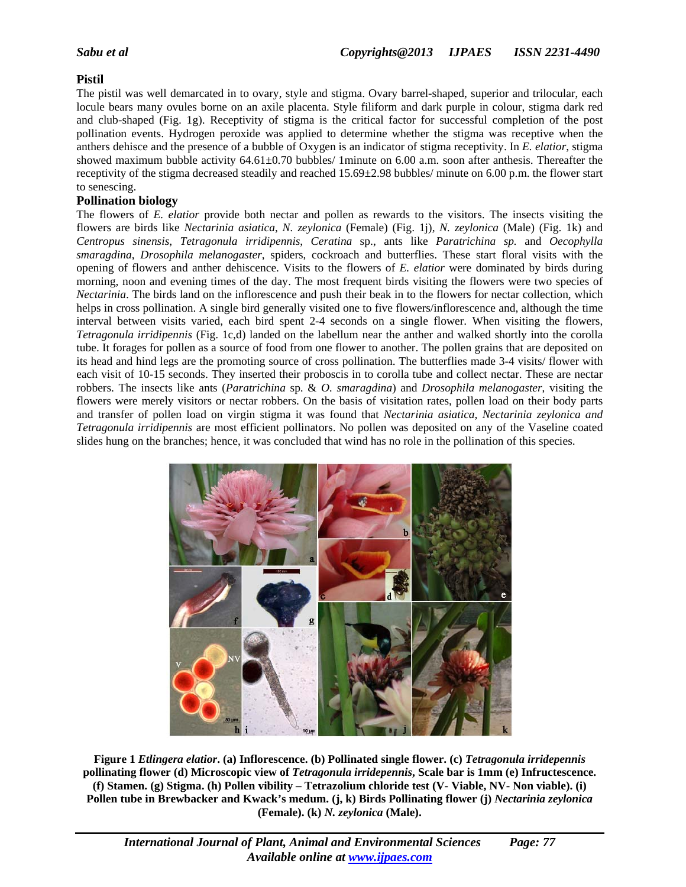### Pistil

The pistil was well demarcated in to ovary, style and stigma. Ovary barrel-shaped, superior and trilocular, each locule bears many ovules borne on an axile placenta. Style filiform and dark purple in colour, stigma dark red and club-shaped (Fig. 1g). Receptivity of stigma is the critical factor for successful completion of the post pollination events. Hydrogen peroxide was applied to determine whether the stigma was receptive when the anthers dehisce and the presence of a bubble of Oxygen is an indicator of stigma receptivity. In *E. elatior*, stigma showed maximum bubble activity 64.61±0.70 bubbles/ 1minute on 6.00 a.m. soon after anthesis. Thereafter the receptivity of the stigma decreased steadily and reached 15.69±2.98 bubbles/ minute on 6.00 p.m. the flower start to senescing.

### Pollination biology

The flowers of *E. elatior* provide both nectar and pollen as rewards to the visitors. The insects visiting the flowers are birds like *Nectarinia asiatica*, *N. zeylonica* (Female) (Fig. 1j), *N. zeylonica* (Male) (Fig. 1k) and *Centropus sinensis*, *Tetragonula irridipennis*, *Ceratina* sp., ants like *Paratrichina sp.* and *Oecophylla smaragdina*, *Drosophila melanogaster*, spiders, cockroach and butterflies. These start floral visits with the opening of flowers and anther dehiscence. Visits to the flowers of *E. elatior* were dominated by birds during morning, noon and evening times of the day. The most frequent birds visiting the flowers were two species of *Nectarinia*. The birds land on the inflorescence and push their beak in to the flowers for nectar collection, which helps in cross pollination. A single bird generally visited one to five flowers/inflorescence and, although the time interval between visits varied, each bird spent 2-4 seconds on a single flower. When visiting the flowers, *Tetragonula irridipennis* (Fig. 1c,d) landed on the labellum near the anther and walked shortly into the corolla tube. It forages for pollen as a source of food from one flower to another. The pollen grains that are deposited on its head and hind legs are the promoting source of cross pollination. The butterflies made 3-4 visits/ flower with each visit of 10-15 seconds. They inserted their proboscis in to corolla tube and collect nectar. These are nectar robbers. The insects like ants (*Paratrichina* sp. & *O. smaragdina*) and *Drosophila melanogaster*, visiting the flowers were merely visitors or nectar robbers. On the basis of visitation rates, pollen load on their body parts and transfer of pollen load on virgin stigma it was found that *Nectarinia asiatica*, *Nectarinia zeylonica and Tetragonula irridipennis* are most efficient pollinators. No pollen was deposited on any of the Vaseline coated slides hung on the branches; hence, it was concluded that wind has no role in the pollination of this species.

**Figure 1 *Etlingera elatior*. (a) Inflorescence. (b) Pollinated single flower. (c) *Tetragonula irridepennis* pollinating flower (d) Microscopic view of *Tetragonula irridepennis*, Scale bar is 1mm (e) Infructescence. (f) Stamen. (g) Stigma. (h) Pollen vibility – Tetrazolium chloride test (V- Viable, NV- Non viable). (i) Pollen tube in Brewbacker and Kwack's medum. (j, k) Birds Pollinating flower (j) *Nectarinia zeylonica* (Female). (k) *N. zeylonica* (Male).**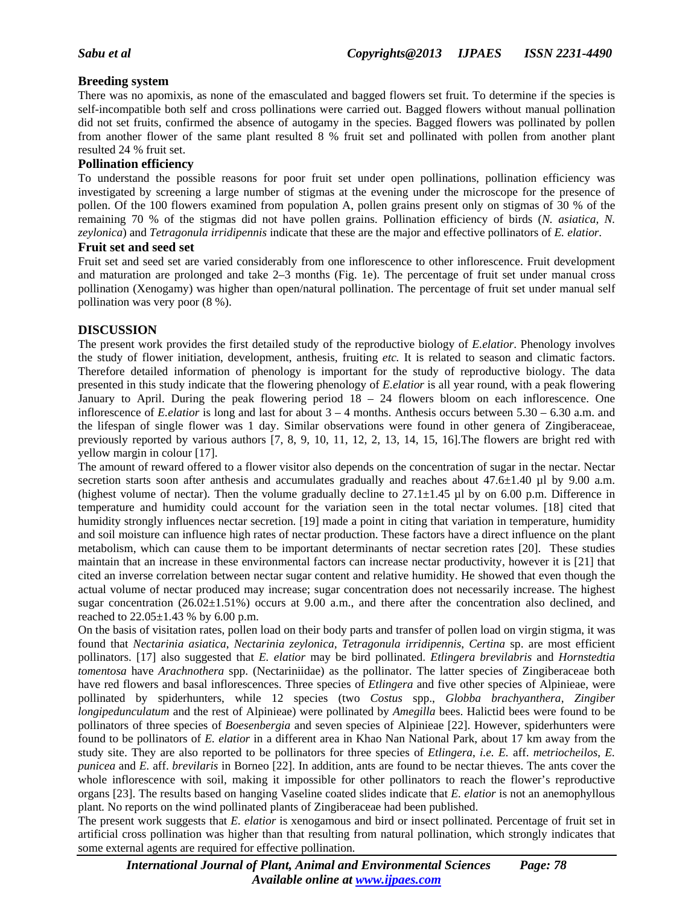### Breeding system

There was no apomixis, as none of the emasculated and bagged flowers set fruit. To determine if the species is self-incompatible both self and cross pollinations were carried out. Bagged flowers without manual pollination did not set fruits, confirmed the absence of autogamy in the species. Bagged flowers was pollinated by pollen from another flower of the same plant resulted 8 % fruit set and pollinated with pollen from another plant resulted 24 % fruit set.

### Pollination efficiency

To understand the possible reasons for poor fruit set under open pollinations, pollination efficiency was investigated by screening a large number of stigmas at the evening under the microscope for the presence of pollen. Of the 100 flowers examined from population A, pollen grains present only on stigmas of 30 % of the remaining 70 % of the stigmas did not have pollen grains. Pollination efficiency of birds (*N. asiatica, N. zeylonica*) and *Tetragonula irridipennis* indicate that these are the major and effective pollinators of *E. elatior*.

### Fruit set and seed set

Fruit set and seed set are varied considerably from one inflorescence to other inflorescence. Fruit development and maturation are prolonged and take 2–3 months (Fig. 1e). The percentage of fruit set under manual cross pollination (Xenogamy) was higher than open/natural pollination. The percentage of fruit set under manual self pollination was very poor (8 %).

## DISCUSSION

The present work provides the first detailed study of the reproductive biology of *E.elatior*. Phenology involves the study of flower initiation, development, anthesis, fruiting *etc.* It is related to season and climatic factors. Therefore detailed information of phenology is important for the study of reproductive biology. The data presented in this study indicate that the flowering phenology of *E.elatior* is all year round, with a peak flowering January to April. During the peak flowering period 18 – 24 flowers bloom on each inflorescence. One inflorescence of *E.elatior* is long and last for about 3 – 4 months. Anthesis occurs between 5.30 – 6.30 a.m. and the lifespan of single flower was 1 day. Similar observations were found in other genera of Zingiberaceae, previously reported by various authors [7, 8, 9, 10, 11, 12, 2, 13, 14, 15, 16].The flowers are bright red with yellow margin in colour [17].

The amount of reward offered to a flower visitor also depends on the concentration of sugar in the nectar. Nectar secretion starts soon after anthesis and accumulates gradually and reaches about 47.6±1.40 µl by 9.00 a.m. (highest volume of nectar). Then the volume gradually decline to 27.1±1.45 µl by on 6.00 p.m. Difference in temperature and humidity could account for the variation seen in the total nectar volumes. [18] cited that humidity strongly influences nectar secretion. [19] made a point in citing that variation in temperature, humidity and soil moisture can influence high rates of nectar production. These factors have a direct influence on the plant metabolism, which can cause them to be important determinants of nectar secretion rates [20]. These studies maintain that an increase in these environmental factors can increase nectar productivity, however it is [21] that cited an inverse correlation between nectar sugar content and relative humidity. He showed that even though the actual volume of nectar produced may increase; sugar concentration does not necessarily increase. The highest sugar concentration (26.02±1.51%) occurs at 9.00 a.m., and there after the concentration also declined, and reached to 22.05±1.43 % by 6.00 p.m.

On the basis of visitation rates, pollen load on their body parts and transfer of pollen load on virgin stigma, it was found that *Nectarinia asiatica*, *Nectarinia zeylonica*, *Tetragonula irridipennis*, *Certina* sp. are most efficient pollinators. [17] also suggested that *E. elatior* may be bird pollinated. *Etlingera brevilabris* and *Hornstedtia tomentosa* have *Arachnothera* spp. (Nectariniidae) as the pollinator. The latter species of Zingiberaceae both have red flowers and basal inflorescences. Three species of *Etlingera* and five other species of Alpinieae, were pollinated by spiderhunters, while 12 species (two *Costus* spp., *Globba brachyanthera*, *Zingiber longipedunculatum* and the rest of Alpinieae) were pollinated by *Amegilla* bees. Halictid bees were found to be pollinators of three species of *Boesenbergia* and seven species of Alpinieae [22]. However, spiderhunters were found to be pollinators of *E. elatior* in a different area in Khao Nan National Park, about 17 km away from the study site. They are also reported to be pollinators for three species of *Etlingera*, *i.e. E.* aff. *metriocheilos*, *E. punicea* and *E.* aff. *brevilaris* in Borneo [22]. In addition, ants are found to be nectar thieves. The ants cover the whole inflorescence with soil, making it impossible for other pollinators to reach the flower's reproductive organs [23]. The results based on hanging Vaseline coated slides indicate that *E. elatior* is not an anemophyllous plant. No reports on the wind pollinated plants of Zingiberaceae had been published.

The present work suggests that *E. elatior* is xenogamous and bird or insect pollinated. Percentage of fruit set in artificial cross pollination was higher than that resulting from natural pollination, which strongly indicates that some external agents are required for effective pollination.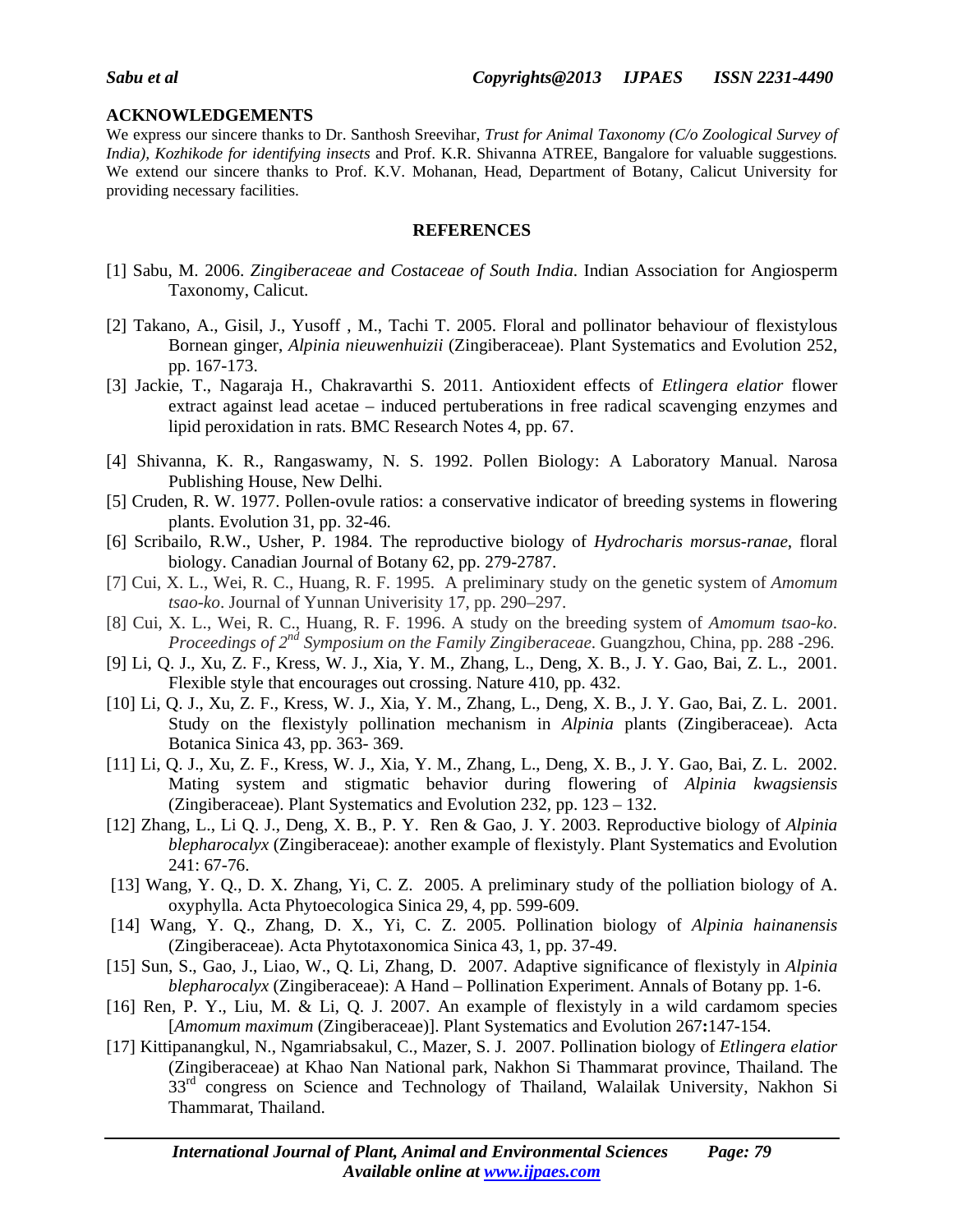## ACKNOWLEDGEMENTS

We express our sincere thanks to Dr. Santhosh Sreevihar, *Trust for Animal Taxonomy (C/o Zoological Survey of India), Kozhikode for identifying insects* and Prof. K.R. Shivanna ATREE, Bangalore for valuable suggestions. We extend our sincere thanks to Prof. K.V. Mohanan, Head, Department of Botany, Calicut University for providing necessary facilities.

## REFERENCES

[1] Sabu, M. 2006. *Zingiberaceae and Costaceae of South India*. Indian Association for Angiosperm Taxonomy, Calicut.

[2] Takano, A., Gisil, J., Yusoff , M., Tachi T. 2005. Floral and pollinator behaviour of flexistylous Bornean ginger, *Alpinia nieuwenhuizii* (Zingiberaceae). Plant Systematics and Evolution 252, pp. 167-173.

[3] Jackie, T., Nagaraja H., Chakravarthi S. 2011. Antioxident effects of *Etlingera elatior* flower extract against lead acetae – induced pertuberations in free radical scavenging enzymes and lipid peroxidation in rats. BMC Research Notes 4, pp. 67.

[4] Shivanna, K. R., Rangaswamy, N. S. 1992. Pollen Biology: A Laboratory Manual. Narosa Publishing House, New Delhi.

[5] Cruden, R. W. 1977. Pollen-ovule ratios: a conservative indicator of breeding systems in flowering plants. Evolution 31, pp. 32-46.

[6] Scribailo, R.W., Usher, P. 1984. The reproductive biology of *Hydrocharis morsus-ranae*, floral biology. Canadian Journal of Botany 62, pp. 279-2787.

[7] Cui, X. L., Wei, R. C., Huang, R. F. 1995. A preliminary study on the genetic system of *Amomum tsao-ko*. Journal of Yunnan Univerisity 17, pp. 290–297.

[8] Cui, X. L., Wei, R. C., Huang, R. F. 1996. A study on the breeding system of *Amomum tsao-ko*. *Proceedings of 2nd Symposium on the Family Zingiberaceae*. Guangzhou, China, pp. 288 -296.

[9] Li, Q. J., Xu, Z. F., Kress, W. J., Xia, Y. M., Zhang, L., Deng, X. B., J. Y. Gao, Bai, Z. L., 2001. Flexible style that encourages out crossing. Nature 410, pp. 432.

[10] Li, Q. J., Xu, Z. F., Kress, W. J., Xia, Y. M., Zhang, L., Deng, X. B., J. Y. Gao, Bai, Z. L. 2001. Study on the flexistyly pollination mechanism in *Alpinia* plants (Zingiberaceae). Acta Botanica Sinica 43, pp. 363- 369.

[11] Li, Q. J., Xu, Z. F., Kress, W. J., Xia, Y. M., Zhang, L., Deng, X. B., J. Y. Gao, Bai, Z. L. 2002. Mating system and stigmatic behavior during flowering of *Alpinia kwagsiensis* (Zingiberaceae). Plant Systematics and Evolution 232, pp. 123 – 132.

[12] Zhang, L., Li Q. J., Deng, X. B., P. Y. Ren & Gao, J. Y. 2003. Reproductive biology of *Alpinia blepharocalyx* (Zingiberaceae): another example of flexistyly. Plant Systematics and Evolution 241: 67-76.

[13] Wang, Y. Q., D. X. Zhang, Yi, C. Z. 2005. A preliminary study of the polliation biology of A. oxyphylla. Acta Phytoecologica Sinica 29, 4, pp. 599-609.

[14] Wang, Y. Q., Zhang, D. X., Yi, C. Z. 2005. Pollination biology of *Alpinia hainanensis* (Zingiberaceae). Acta Phytotaxonomica Sinica 43, 1, pp. 37-49.

[15] Sun, S., Gao, J., Liao, W., Q. Li, Zhang, D. 2007. Adaptive significance of flexistyly in *Alpinia blepharocalyx* (Zingiberaceae): A Hand – Pollination Experiment. Annals of Botany pp. 1-6.

[16] Ren, P. Y., Liu, M. & Li, Q. J. 2007. An example of flexistyly in a wild cardamom species [*Amomum maximum* (Zingiberaceae)]. Plant Systematics and Evolution 267**:**147-154.

[17] Kittipanangkul, N., Ngamriabsakul, C., Mazer, S. J. 2007. Pollination biology of *Etlingera elatior* (Zingiberaceae) at Khao Nan National park, Nakhon Si Thammarat province, Thailand. The 33rd congress on Science and Technology of Thailand, Walailak University, Nakhon Si Thammarat, Thailand.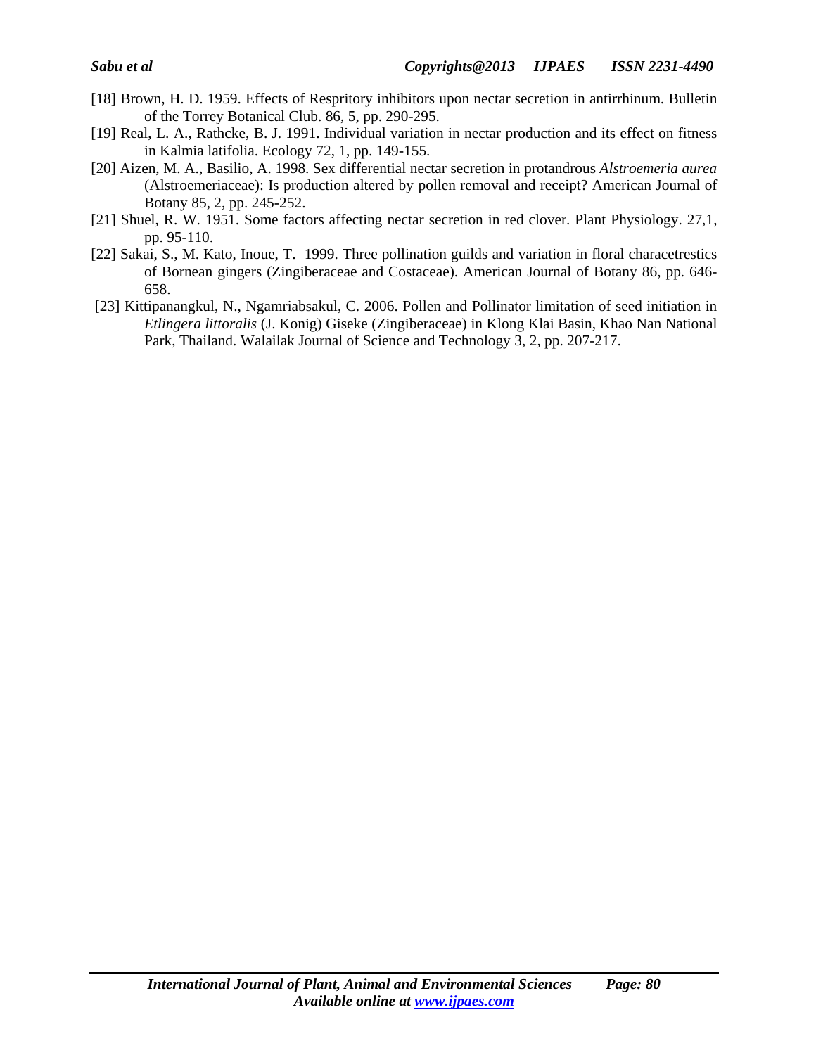[18] Brown, H. D. 1959. Effects of Respritory inhibitors upon nectar secretion in antirrhinum. Bulletin of the Torrey Botanical Club. 86, 5, pp. 290-295.

[19] Real, L. A., Rathcke, B. J. 1991. Individual variation in nectar production and its effect on fitness in Kalmia latifolia. Ecology 72, 1, pp. 149-155.

[20] Aizen, M. A., Basilio, A. 1998. Sex differential nectar secretion in protandrous *Alstroemeria aurea* (Alstroemeriaceae): Is production altered by pollen removal and receipt? American Journal of Botany 85, 2, pp. 245-252.

[21] Shuel, R. W. 1951. Some factors affecting nectar secretion in red clover. Plant Physiology. 27,1, pp. 95-110.

[22] Sakai, S., M. Kato, Inoue, T. 1999. Three pollination guilds and variation in floral characetrestics of Bornean gingers (Zingiberaceae and Costaceae). American Journal of Botany 86, pp. 646-658.

[23] Kittipanangkul, N., Ngamriabsakul, C. 2006. Pollen and Pollinator limitation of seed initiation in *Etlingera littoralis* (J. Konig) Giseke (Zingiberaceae) in Klong Klai Basin, Khao Nan National Park, Thailand. Walailak Journal of Science and Technology 3, 2, pp. 207-217.